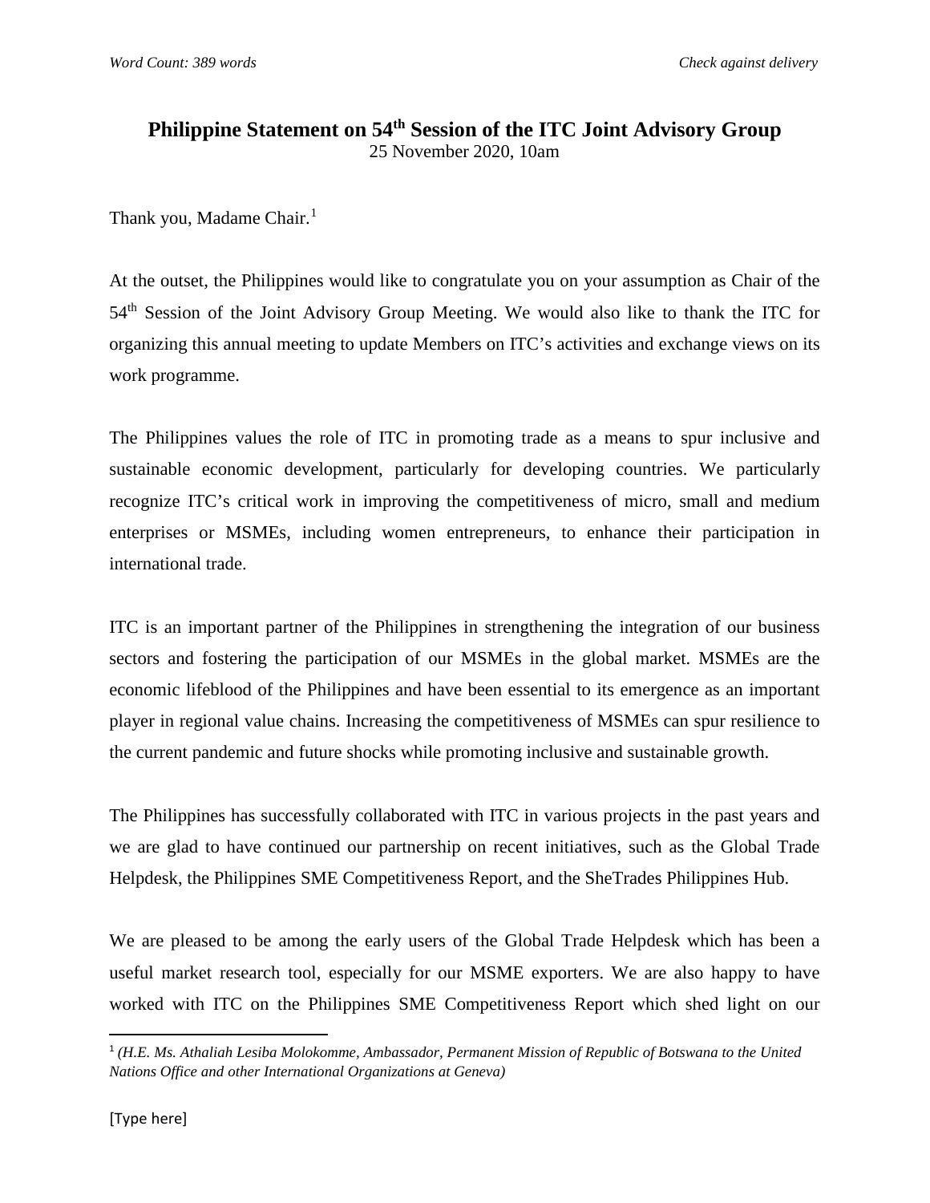*Word Count: 389 words* *Check against delivery*

# Philippine Statement on 54th Session of the ITC Joint Advisory Group

25 November 2020, 10am

Thank you, Madame Chair.[1]

At the outset, the Philippines would like to congratulate you on your assumption as Chair of the 54th Session of the Joint Advisory Group Meeting. We would also like to thank the ITC for organizing this annual meeting to update Members on ITC's activities and exchange views on its work programme.

The Philippines values the role of ITC in promoting trade as a means to spur inclusive and sustainable economic development, particularly for developing countries. We particularly recognize ITC's critical work in improving the competitiveness of micro, small and medium enterprises or MSMEs, including women entrepreneurs, to enhance their participation in international trade.

ITC is an important partner of the Philippines in strengthening the integration of our business sectors and fostering the participation of our MSMEs in the global market. MSMEs are the economic lifeblood of the Philippines and have been essential to its emergence as an important player in regional value chains. Increasing the competitiveness of MSMEs can spur resilience to the current pandemic and future shocks while promoting inclusive and sustainable growth.

The Philippines has successfully collaborated with ITC in various projects in the past years and we are glad to have continued our partnership on recent initiatives, such as the Global Trade Helpdesk, the Philippines SME Competitiveness Report, and the SheTrades Philippines Hub.

We are pleased to be among the early users of the Global Trade Helpdesk which has been a useful market research tool, especially for our MSME exporters. We are also happy to have worked with ITC on the Philippines SME Competitiveness Report which shed light on our

[1] *(H.E. Ms. Athaliah Lesiba Molokomme, Ambassador, Permanent Mission of Republic of Botswana to the United Nations Office and other International Organizations at Geneva)*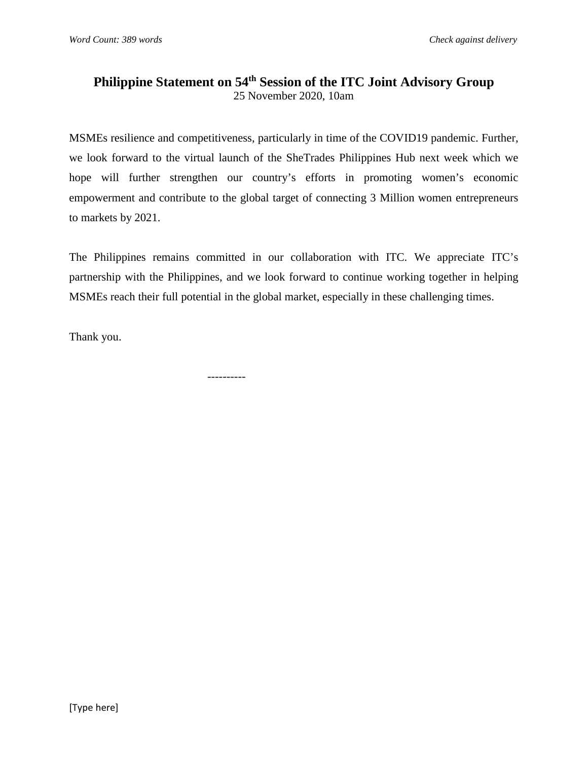# Philippine Statement on 54th Session of the ITC Joint Advisory Group

25 November 2020, 10am

MSMEs resilience and competitiveness, particularly in time of the COVID19 pandemic. Further, we look forward to the virtual launch of the SheTrades Philippines Hub next week which we hope will further strengthen our country's efforts in promoting women's economic empowerment and contribute to the global target of connecting 3 Million women entrepreneurs to markets by 2021.

The Philippines remains committed in our collaboration with ITC. We appreciate ITC's partnership with the Philippines, and we look forward to continue working together in helping MSMEs reach their full potential in the global market, especially in these challenging times.

Thank you.

----------